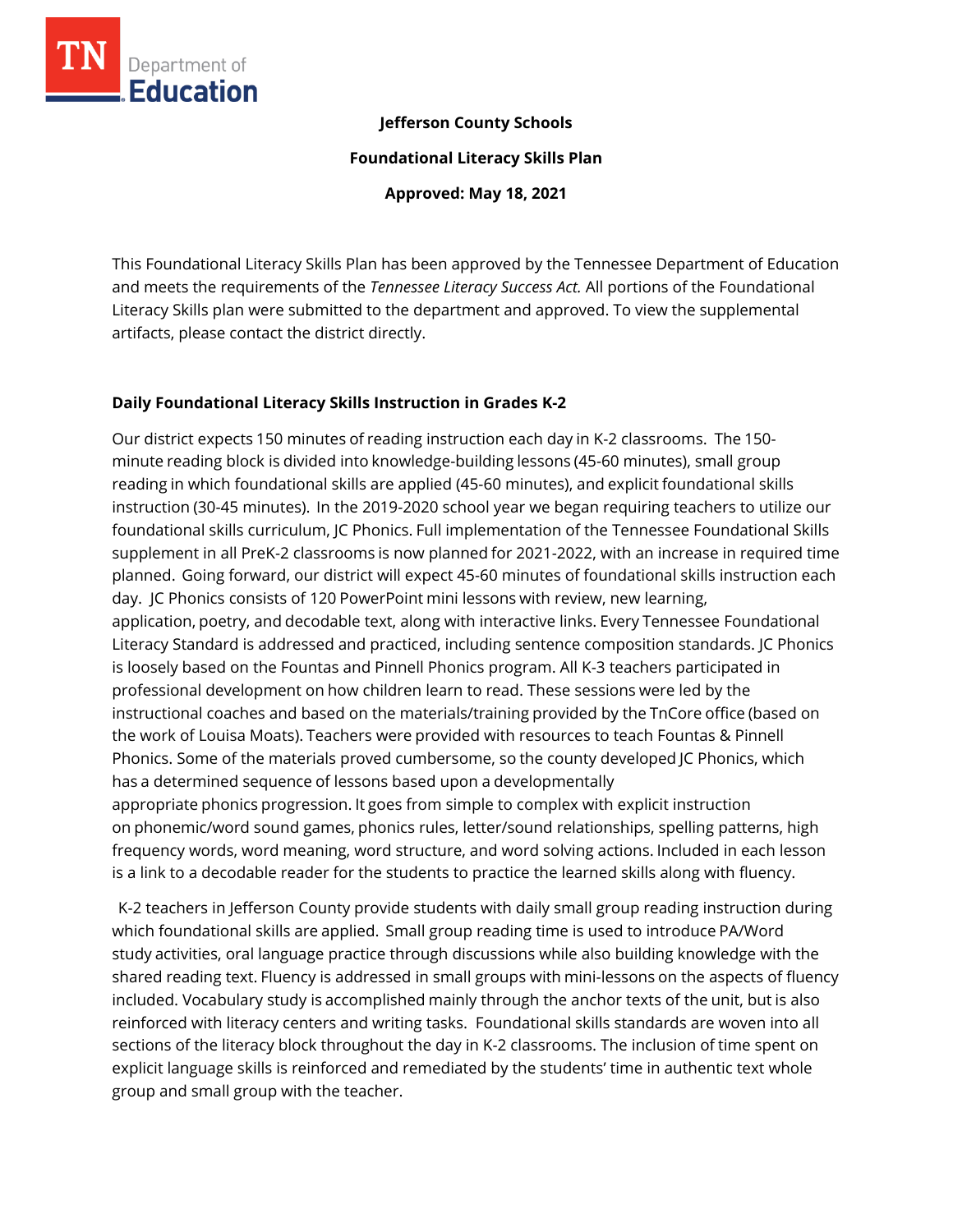**Jefferson County Schools**

**Foundational Literacy Skills Plan**

**Approved: May 18, 2021**

This Foundational Literacy Skills Plan has been approved by the Tennessee Department of Education and meets the requirements of the *Tennessee Literacy Success Act.* All portions of the Foundational Literacy Skills plan were submitted to the department and approved. To view the supplemental artifacts, please contact the district directly.

## Daily Foundational Literacy Skills Instruction in Grades K-2

Our district expects 150 minutes of reading instruction each day in K-2 classrooms. The 150-minute reading block is divided into knowledge-building lessons (45-60 minutes), small group reading in which foundational skills are applied (45-60 minutes), and explicit foundational skills instruction (30-45 minutes). In the 2019-2020 school year we began requiring teachers to utilize our foundational skills curriculum, JC Phonics. Full implementation of the Tennessee Foundational Skills supplement in all PreK-2 classrooms is now planned for 2021-2022, with an increase in required time planned. Going forward, our district will expect 45-60 minutes of foundational skills instruction each day. JC Phonics consists of 120 PowerPoint mini lessons with review, new learning, application, poetry, and decodable text, along with interactive links. Every Tennessee Foundational Literacy Standard is addressed and practiced, including sentence composition standards. JC Phonics is loosely based on the Fountas and Pinnell Phonics program. All K-3 teachers participated in professional development on how children learn to read. These sessions were led by the instructional coaches and based on the materials/training provided by the TnCore office (based on the work of Louisa Moats). Teachers were provided with resources to teach Fountas & Pinnell Phonics. Some of the materials proved cumbersome, so the county developed JC Phonics, which has a determined sequence of lessons based upon a developmentally appropriate phonics progression. It goes from simple to complex with explicit instruction on phonemic/word sound games, phonics rules, letter/sound relationships, spelling patterns, high frequency words, word meaning, word structure, and word solving actions. Included in each lesson is a link to a decodable reader for the students to practice the learned skills along with fluency.

K-2 teachers in Jefferson County provide students with daily small group reading instruction during which foundational skills are applied. Small group reading time is used to introduce PA/Word study activities, oral language practice through discussions while also building knowledge with the shared reading text. Fluency is addressed in small groups with mini-lessons on the aspects of fluency included. Vocabulary study is accomplished mainly through the anchor texts of the unit, but is also reinforced with literacy centers and writing tasks. Foundational skills standards are woven into all sections of the literacy block throughout the day in K-2 classrooms. The inclusion of time spent on explicit language skills is reinforced and remediated by the students' time in authentic text whole group and small group with the teacher.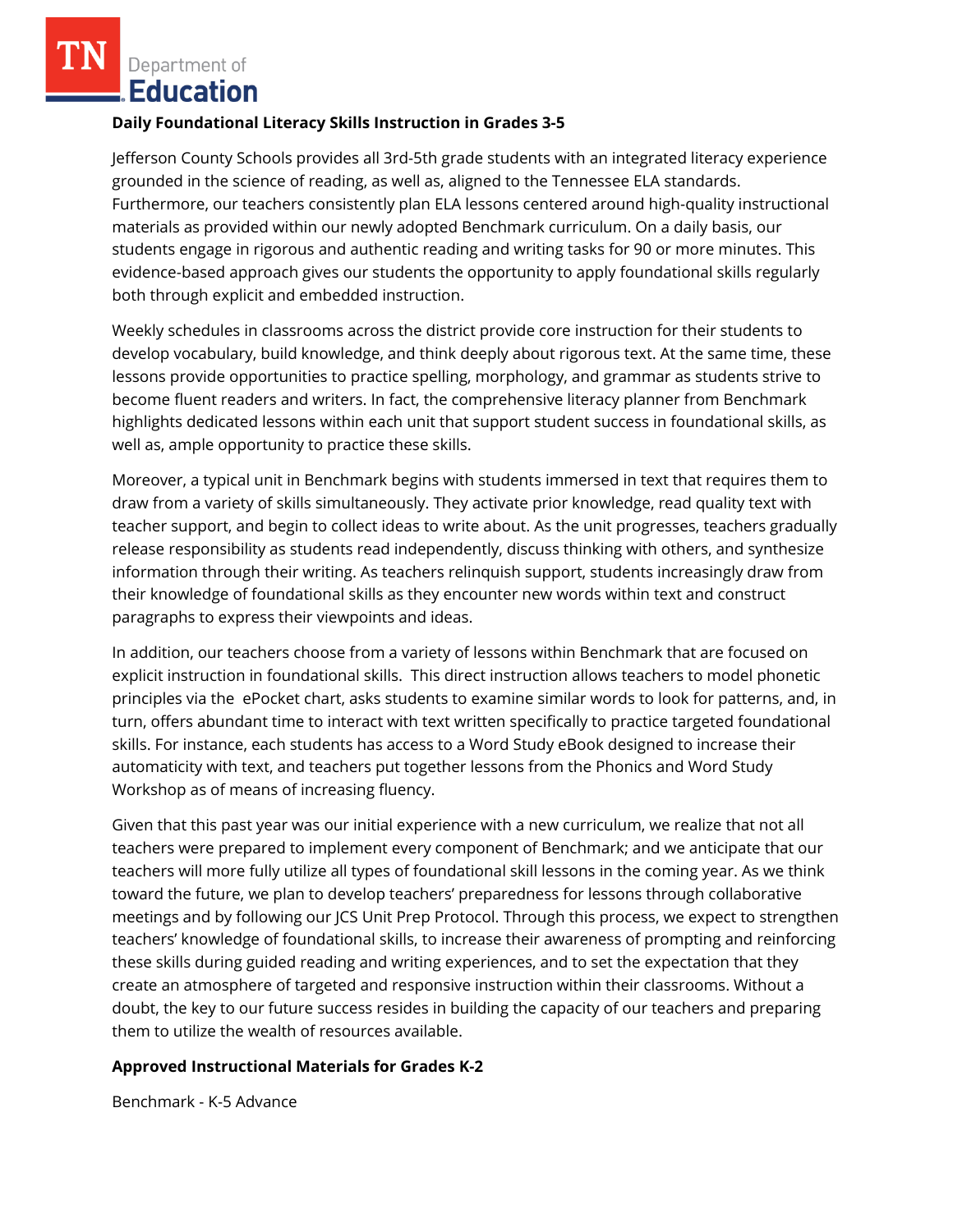## Daily Foundational Literacy Skills Instruction in Grades 3-5

Jefferson County Schools provides all 3rd-5th grade students with an integrated literacy experience grounded in the science of reading, as well as, aligned to the Tennessee ELA standards. Furthermore, our teachers consistently plan ELA lessons centered around high-quality instructional materials as provided within our newly adopted Benchmark curriculum. On a daily basis, our students engage in rigorous and authentic reading and writing tasks for 90 or more minutes. This evidence-based approach gives our students the opportunity to apply foundational skills regularly both through explicit and embedded instruction.

Weekly schedules in classrooms across the district provide core instruction for their students to develop vocabulary, build knowledge, and think deeply about rigorous text. At the same time, these lessons provide opportunities to practice spelling, morphology, and grammar as students strive to become fluent readers and writers. In fact, the comprehensive literacy planner from Benchmark highlights dedicated lessons within each unit that support student success in foundational skills, as well as, ample opportunity to practice these skills.

Moreover, a typical unit in Benchmark begins with students immersed in text that requires them to draw from a variety of skills simultaneously. They activate prior knowledge, read quality text with teacher support, and begin to collect ideas to write about. As the unit progresses, teachers gradually release responsibility as students read independently, discuss thinking with others, and synthesize information through their writing. As teachers relinquish support, students increasingly draw from their knowledge of foundational skills as they encounter new words within text and construct paragraphs to express their viewpoints and ideas.

In addition, our teachers choose from a variety of lessons within Benchmark that are focused on explicit instruction in foundational skills. This direct instruction allows teachers to model phonetic principles via the ePocket chart, asks students to examine similar words to look for patterns, and, in turn, offers abundant time to interact with text written specifically to practice targeted foundational skills. For instance, each students has access to a Word Study eBook designed to increase their automaticity with text, and teachers put together lessons from the Phonics and Word Study Workshop as of means of increasing fluency.

Given that this past year was our initial experience with a new curriculum, we realize that not all teachers were prepared to implement every component of Benchmark; and we anticipate that our teachers will more fully utilize all types of foundational skill lessons in the coming year. As we think toward the future, we plan to develop teachers' preparedness for lessons through collaborative meetings and by following our JCS Unit Prep Protocol. Through this process, we expect to strengthen teachers' knowledge of foundational skills, to increase their awareness of prompting and reinforcing these skills during guided reading and writing experiences, and to set the expectation that they create an atmosphere of targeted and responsive instruction within their classrooms. Without a doubt, the key to our future success resides in building the capacity of our teachers and preparing them to utilize the wealth of resources available.

## Approved Instructional Materials for Grades K-2

Benchmark - K-5 Advance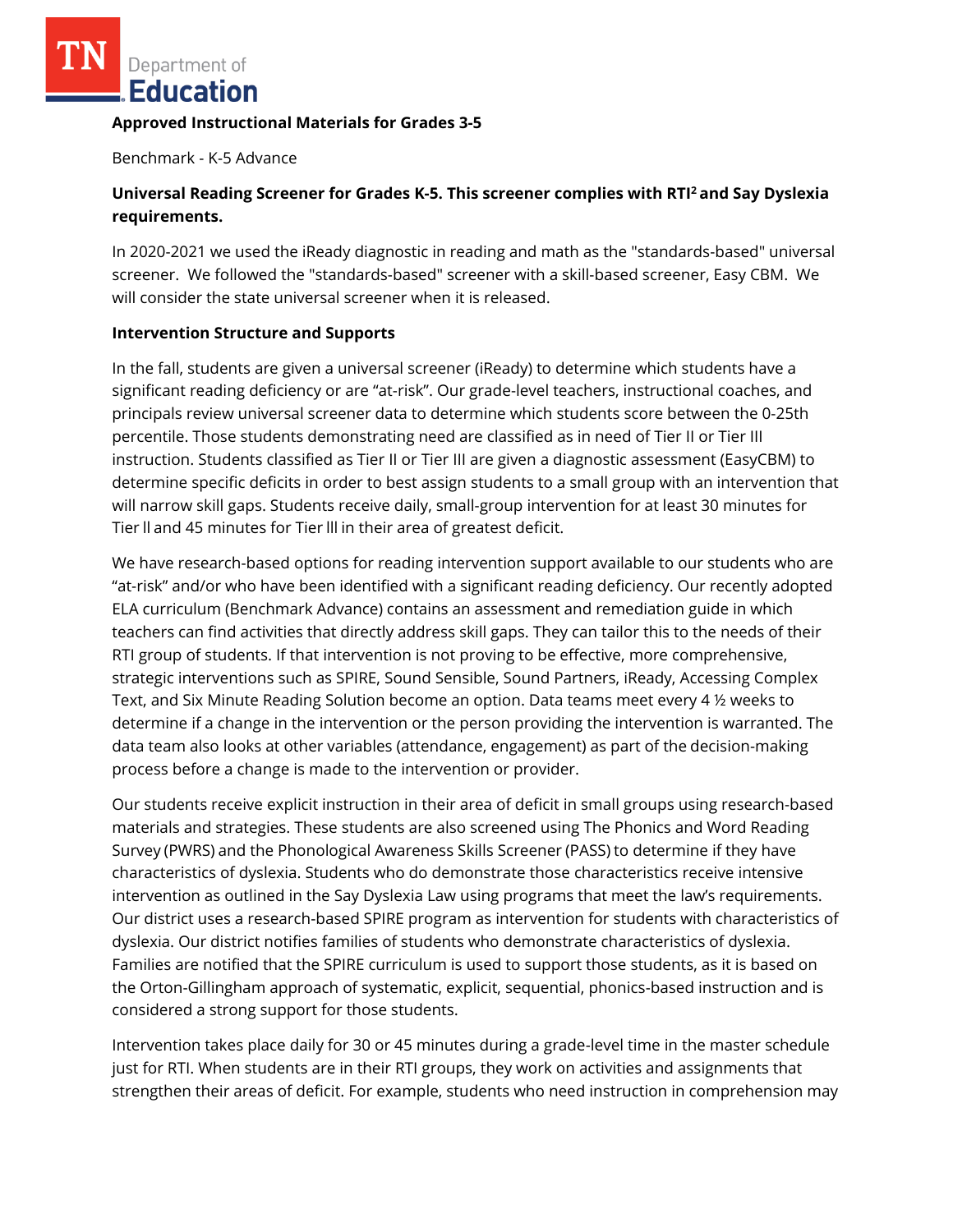**Approved Instructional Materials for Grades 3-5**

Benchmark - K-5 Advance

**Universal Reading Screener for Grades K-5. This screener complies with RTI$^2$ and Say Dyslexia requirements.**

In 2020-2021 we used the iReady diagnostic in reading and math as the "standards-based" universal screener. We followed the "standards-based" screener with a skill-based screener, Easy CBM. We will consider the state universal screener when it is released.

**Intervention Structure and Supports**

In the fall, students are given a universal screener (iReady) to determine which students have a significant reading deficiency or are "at-risk". Our grade-level teachers, instructional coaches, and principals review universal screener data to determine which students score between the 0-25th percentile. Those students demonstrating need are classified as in need of Tier II or Tier III instruction. Students classified as Tier II or Tier III are given a diagnostic assessment (EasyCBM) to determine specific deficits in order to best assign students to a small group with an intervention that will narrow skill gaps. Students receive daily, small-group intervention for at least 30 minutes for Tier ll and 45 minutes for Tier lll in their area of greatest deficit.

We have research-based options for reading intervention support available to our students who are "at-risk" and/or who have been identified with a significant reading deficiency. Our recently adopted ELA curriculum (Benchmark Advance) contains an assessment and remediation guide in which teachers can find activities that directly address skill gaps. They can tailor this to the needs of their RTI group of students. If that intervention is not proving to be effective, more comprehensive, strategic interventions such as SPIRE, Sound Sensible, Sound Partners, iReady, Accessing Complex Text, and Six Minute Reading Solution become an option. Data teams meet every 4 ½ weeks to determine if a change in the intervention or the person providing the intervention is warranted. The data team also looks at other variables (attendance, engagement) as part of the decision-making process before a change is made to the intervention or provider.

Our students receive explicit instruction in their area of deficit in small groups using research-based materials and strategies. These students are also screened using The Phonics and Word Reading Survey (PWRS) and the Phonological Awareness Skills Screener (PASS) to determine if they have characteristics of dyslexia. Students who do demonstrate those characteristics receive intensive intervention as outlined in the Say Dyslexia Law using programs that meet the law's requirements. Our district uses a research-based SPIRE program as intervention for students with characteristics of dyslexia. Our district notifies families of students who demonstrate characteristics of dyslexia. Families are notified that the SPIRE curriculum is used to support those students, as it is based on the Orton-Gillingham approach of systematic, explicit, sequential, phonics-based instruction and is considered a strong support for those students.

Intervention takes place daily for 30 or 45 minutes during a grade-level time in the master schedule just for RTI. When students are in their RTI groups, they work on activities and assignments that strengthen their areas of deficit. For example, students who need instruction in comprehension may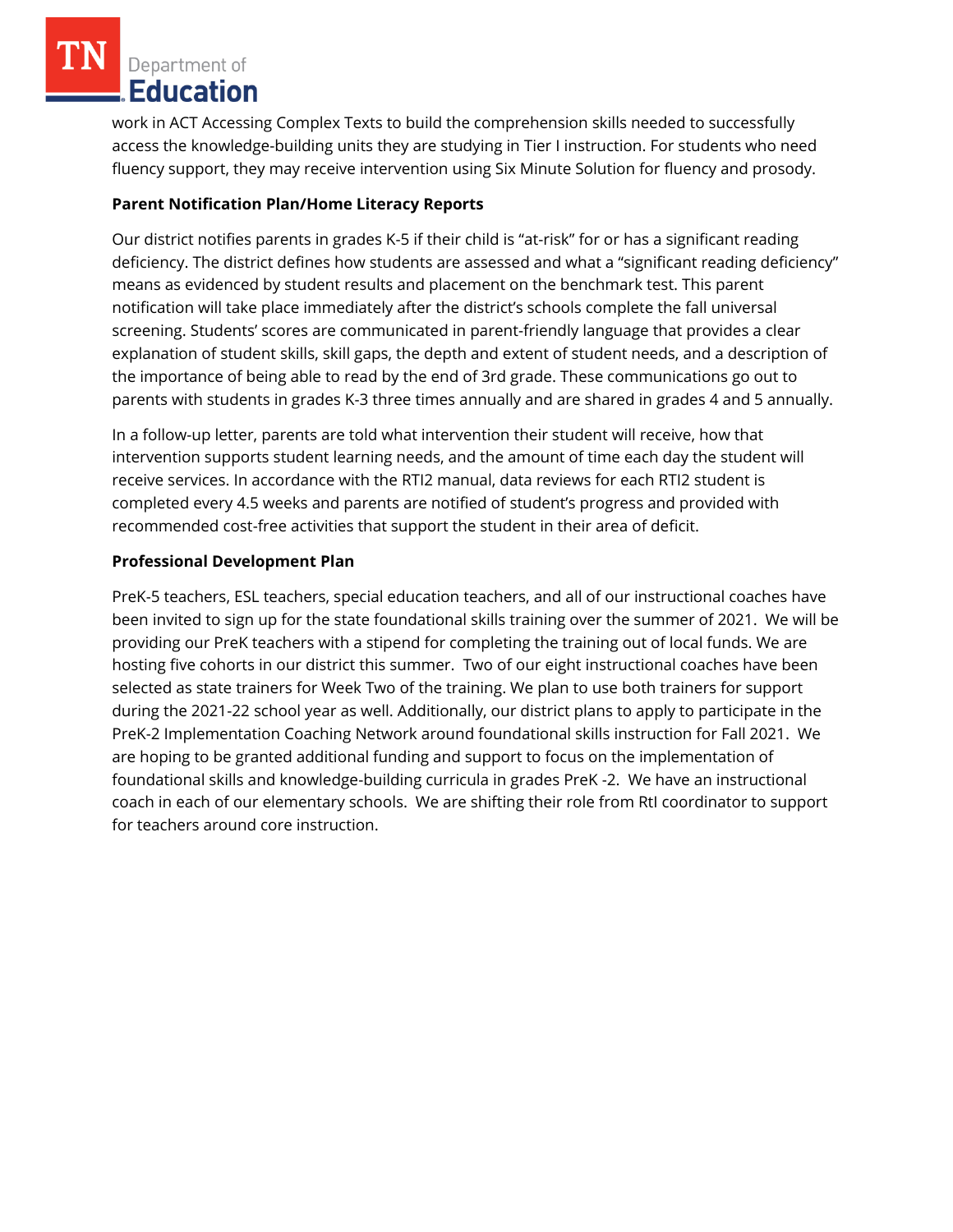work in ACT Accessing Complex Texts to build the comprehension skills needed to successfully access the knowledge-building units they are studying in Tier I instruction. For students who need fluency support, they may receive intervention using Six Minute Solution for fluency and prosody.

**Parent Notification Plan/Home Literacy Reports**

Our district notifies parents in grades K-5 if their child is "at-risk" for or has a significant reading deficiency. The district defines how students are assessed and what a "significant reading deficiency" means as evidenced by student results and placement on the benchmark test. This parent notification will take place immediately after the district's schools complete the fall universal screening. Students' scores are communicated in parent-friendly language that provides a clear explanation of student skills, skill gaps, the depth and extent of student needs, and a description of the importance of being able to read by the end of 3rd grade. These communications go out to parents with students in grades K-3 three times annually and are shared in grades 4 and 5 annually.

In a follow-up letter, parents are told what intervention their student will receive, how that intervention supports student learning needs, and the amount of time each day the student will receive services. In accordance with the RTI2 manual, data reviews for each RTI2 student is completed every 4.5 weeks and parents are notified of student's progress and provided with recommended cost-free activities that support the student in their area of deficit.

**Professional Development Plan**

PreK-5 teachers, ESL teachers, special education teachers, and all of our instructional coaches have been invited to sign up for the state foundational skills training over the summer of 2021. We will be providing our PreK teachers with a stipend for completing the training out of local funds. We are hosting five cohorts in our district this summer. Two of our eight instructional coaches have been selected as state trainers for Week Two of the training. We plan to use both trainers for support during the 2021-22 school year as well. Additionally, our district plans to apply to participate in the PreK-2 Implementation Coaching Network around foundational skills instruction for Fall 2021. We are hoping to be granted additional funding and support to focus on the implementation of foundational skills and knowledge-building curricula in grades PreK -2. We have an instructional coach in each of our elementary schools. We are shifting their role from RtI coordinator to support for teachers around core instruction.